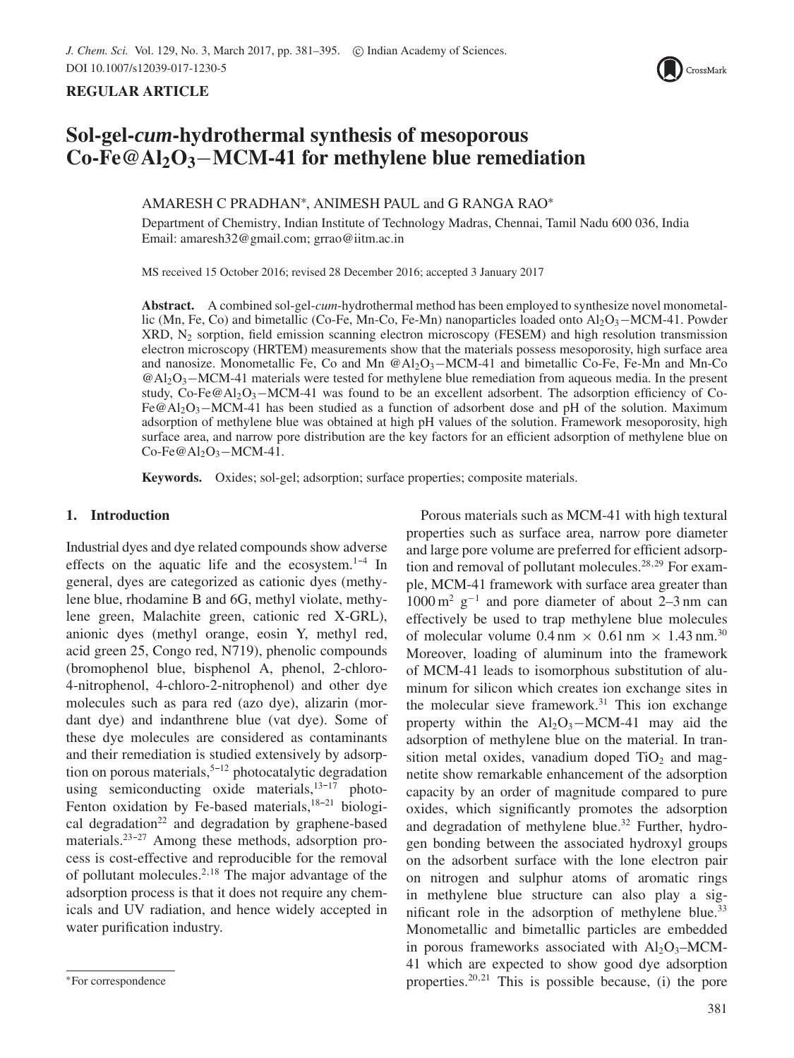**REGULAR ARTICLE**

# Sol-gel-*cum*-hydrothermal synthesis of mesoporous Co-Fe@$Al_2O_3$−MCM-41 for methylene blue remediation

AMARESH C PRADHAN*, ANIMESH PAUL and G RANGA RAO*

Department of Chemistry, Indian Institute of Technology Madras, Chennai, Tamil Nadu 600 036, India
Email: amaresh32@gmail.com; grrao@iitm.ac.in

MS received 15 October 2016; revised 28 December 2016; accepted 3 January 2017

**Abstract.** A combined sol-gel-*cum*-hydrothermal method has been employed to synthesize novel monometallic (Mn, Fe, Co) and bimetallic (Co-Fe, Mn-Co, Fe-Mn) nanoparticles loaded onto $Al_2O_3$−MCM-41. Powder XRD, $N_2$ sorption, field emission scanning electron microscopy (FESEM) and high resolution transmission electron microscopy (HRTEM) measurements show that the materials possess mesoporosity, high surface area and nanosize. Monometallic Fe, Co and Mn @$Al_2O_3$−MCM-41 and bimetallic Co-Fe, Fe-Mn and Mn-Co @$Al_2O_3$−MCM-41 materials were tested for methylene blue remediation from aqueous media. In the present study, Co-Fe@$Al_2O_3$−MCM-41 was found to be an excellent adsorbent. The adsorption efficiency of Co-Fe@$Al_2O_3$−MCM-41 has been studied as a function of adsorbent dose and pH of the solution. Maximum adsorption of methylene blue was obtained at high pH values of the solution. Framework mesoporosity, high surface area, and narrow pore distribution are the key factors for an efficient adsorption of methylene blue on Co-Fe@$Al_2O_3$−MCM-41.

**Keywords.** Oxides; sol-gel; adsorption; surface properties; composite materials.

## 1. Introduction

Industrial dyes and dye related compounds show adverse effects on the aquatic life and the ecosystem.[1–4] In general, dyes are categorized as cationic dyes (methylene blue, rhodamine B and 6G, methyl violate, methylene green, Malachite green, cationic red X-GRL), anionic dyes (methyl orange, eosin Y, methyl red, acid green 25, Congo red, N719), phenolic compounds (bromophenol blue, bisphenol A, phenol, 2-chloro-4-nitrophenol, 4-chloro-2-nitrophenol) and other dye molecules such as para red (azo dye), alizarin (mordant dye) and indanthrene blue (vat dye). Some of these dye molecules are considered as contaminants and their remediation is studied extensively by adsorption on porous materials,[5–12] photocatalytic degradation using semiconducting oxide materials,[13–17] photo-Fenton oxidation by Fe-based materials,[18–21] biological degradation[22] and degradation by graphene-based materials.[23–27] Among these methods, adsorption process is cost-effective and reproducible for the removal of pollutant molecules.[2,18] The major advantage of the adsorption process is that it does not require any chemicals and UV radiation, and hence widely accepted in water purification industry.

Porous materials such as MCM-41 with high textural properties such as surface area, narrow pore diameter and large pore volume are preferred for efficient adsorption and removal of pollutant molecules.[28,29] For example, MCM-41 framework with surface area greater than $1000\,m^2\,g^{-1}$ and pore diameter of about 2–3 nm can effectively be used to trap methylene blue molecules of molecular volume $0.4\,nm \times 0.61\,nm \times 1.43\,nm$.[30] Moreover, loading of aluminum into the framework of MCM-41 leads to isomorphous substitution of aluminum for silicon which creates ion exchange sites in the molecular sieve framework.[31] This ion exchange property within the $Al_2O_3$−MCM-41 may aid the adsorption of methylene blue on the material. In transition metal oxides, vanadium doped $TiO_2$ and magnetite show remarkable enhancement of the adsorption capacity by an order of magnitude compared to pure oxides, which significantly promotes the adsorption and degradation of methylene blue.[32] Further, hydrogen bonding between the associated hydroxyl groups on the adsorbent surface with the lone electron pair on nitrogen and sulphur atoms of aromatic rings in methylene blue structure can also play a significant role in the adsorption of methylene blue.[33] Monometallic and bimetallic particles are embedded in porous frameworks associated with $Al_2O_3$–MCM-41 which are expected to show good dye adsorption properties.[20,21] This is possible because, (i) the pore

*For correspondence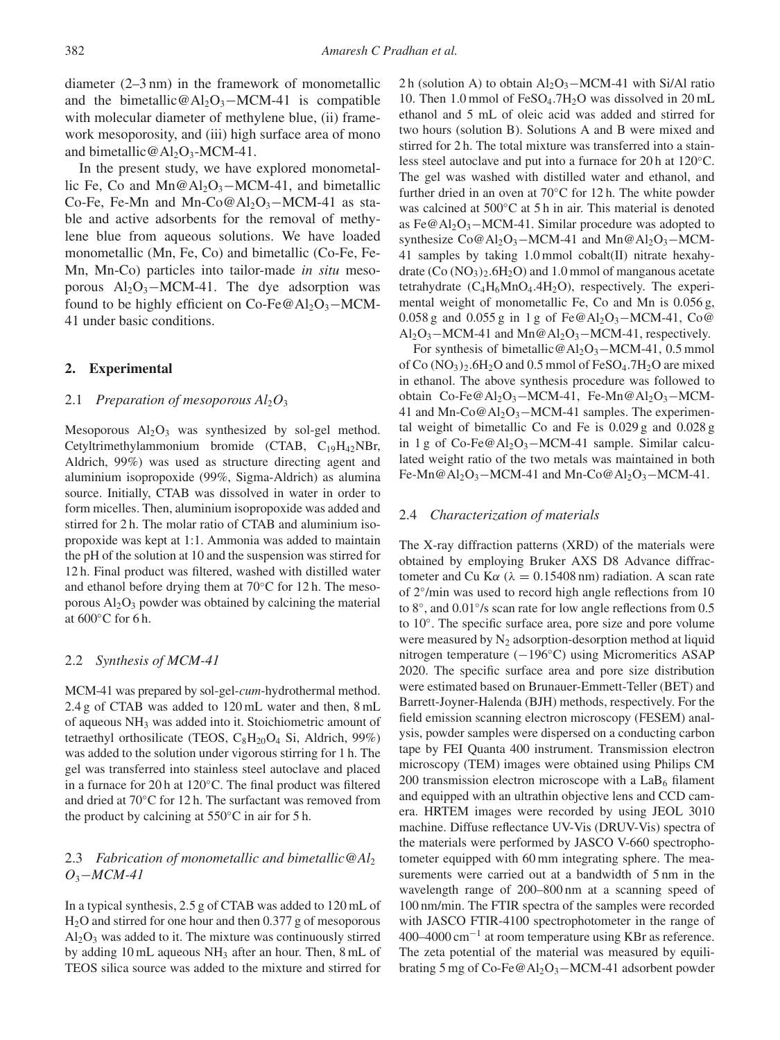diameter (2–3 nm) in the framework of monometallic and the bimetallic@$Al_2O_3$−MCM-41 is compatible with molecular diameter of methylene blue, (ii) framework mesoporosity, and (iii) high surface area of mono and bimetallic@$Al_2O_3$-MCM-41.

In the present study, we have explored monometallic Fe, Co and Mn@$Al_2O_3$−MCM-41, and bimetallic Co-Fe, Fe-Mn and Mn-Co@$Al_2O_3$−MCM-41 as stable and active adsorbents for the removal of methylene blue from aqueous solutions. We have loaded monometallic (Mn, Fe, Co) and bimetallic (Co-Fe, Fe-Mn, Mn-Co) particles into tailor-made *in situ* mesoporous $Al_2O_3$−MCM-41. The dye adsorption was found to be highly efficient on Co-Fe@$Al_2O_3$−MCM-41 under basic conditions.

## 2. Experimental

### 2.1 *Preparation of mesoporous $Al_2O_3$*

Mesoporous $Al_2O_3$ was synthesized by sol-gel method. Cetyltrimethylammonium bromide (CTAB, $C_{19}H_{42}NBr$, Aldrich, 99%) was used as structure directing agent and aluminium isopropoxide (99%, Sigma-Aldrich) as alumina source. Initially, CTAB was dissolved in water in order to form micelles. Then, aluminium isopropoxide was added and stirred for 2 h. The molar ratio of CTAB and aluminium isopropoxide was kept at 1:1. Ammonia was added to maintain the pH of the solution at 10 and the suspension was stirred for 12 h. Final product was filtered, washed with distilled water and ethanol before drying them at 70°C for 12 h. The mesoporous $Al_2O_3$ powder was obtained by calcining the material at 600°C for 6 h.

### 2.2 *Synthesis of MCM-41*

MCM-41 was prepared by sol-gel-*cum*-hydrothermal method. 2.4 g of CTAB was added to 120 mL water and then, 8 mL of aqueous $NH_3$ was added into it. Stoichiometric amount of tetraethyl orthosilicate (TEOS, $C_8H_{20}O_4$ Si, Aldrich, 99%) was added to the solution under vigorous stirring for 1 h. The gel was transferred into stainless steel autoclave and placed in a furnace for 20 h at 120°C. The final product was filtered and dried at 70°C for 12 h. The surfactant was removed from the product by calcining at 550°C in air for 5 h.

### 2.3 *Fabrication of monometallic and bimetallic@$Al_2O_3$−MCM-41*

In a typical synthesis, 2.5 g of CTAB was added to 120 mL of $H_2O$ and stirred for one hour and then 0.377 g of mesoporous $Al_2O_3$ was added to it. The mixture was continuously stirred by adding 10 mL aqueous $NH_3$ after an hour. Then, 8 mL of TEOS silica source was added to the mixture and stirred for 2 h (solution A) to obtain $Al_2O_3$−MCM-41 with Si/Al ratio 10. Then 1.0 mmol of $FeSO_4.7H_2O$ was dissolved in 20 mL ethanol and 5 mL of oleic acid was added and stirred for two hours (solution B). Solutions A and B were mixed and stirred for 2 h. The total mixture was transferred into a stainless steel autoclave and put into a furnace for 20 h at 120°C. The gel was washed with distilled water and ethanol, and further dried in an oven at 70°C for 12 h. The white powder was calcined at 500°C at 5 h in air. This material is denoted as Fe@$Al_2O_3$−MCM-41. Similar procedure was adopted to synthesize Co@$Al_2O_3$−MCM-41 and Mn@$Al_2O_3$−MCM-41 samples by taking 1.0 mmol cobalt(II) nitrate hexahydrate ($Co(NO_3)_2.6H_2O$) and 1.0 mmol of manganous acetate tetrahydrate ($C_4H_6MnO_4.4H_2O$), respectively. The experimental weight of monometallic Fe, Co and Mn is 0.056 g, 0.058 g and 0.055 g in 1 g of Fe@$Al_2O_3$−MCM-41, Co@$Al_2O_3$−MCM-41 and Mn@$Al_2O_3$−MCM-41, respectively.

For synthesis of bimetallic@$Al_2O_3$−MCM-41, 0.5 mmol of $Co(NO_3)_2.6H_2O$ and 0.5 mmol of $FeSO_4.7H_2O$ are mixed in ethanol. The above synthesis procedure was followed to obtain Co-Fe@$Al_2O_3$−MCM-41, Fe-Mn@$Al_2O_3$−MCM-41 and Mn-Co@$Al_2O_3$−MCM-41 samples. The experimental weight of bimetallic Co and Fe is 0.029 g and 0.028 g in 1 g of Co-Fe@$Al_2O_3$−MCM-41 sample. Similar calculated weight ratio of the two metals was maintained in both Fe-Mn@$Al_2O_3$−MCM-41 and Mn-Co@$Al_2O_3$−MCM-41.

### 2.4 *Characterization of materials*

The X-ray diffraction patterns (XRD) of the materials were obtained by employing Bruker AXS D8 Advance diffractometer and Cu K$\alpha$ ($\lambda = 0.15408$ nm) radiation. A scan rate of 2°/min was used to record high angle reflections from 10 to 8°, and 0.01°/s scan rate for low angle reflections from 0.5 to 10°. The specific surface area, pore size and pore volume were measured by $N_2$ adsorption-desorption method at liquid nitrogen temperature (−196°C) using Micromeritics ASAP 2020. The specific surface area and pore size distribution were estimated based on Brunauer-Emmett-Teller (BET) and Barrett-Joyner-Halenda (BJH) methods, respectively. For the field emission scanning electron microscopy (FESEM) analysis, powder samples were dispersed on a conducting carbon tape by FEI Quanta 400 instrument. Transmission electron microscopy (TEM) images were obtained using Philips CM 200 transmission electron microscope with a $LaB_6$ filament and equipped with an ultrathin objective lens and CCD camera. HRTEM images were recorded by using JEOL 3010 machine. Diffuse reflectance UV-Vis (DRUV-Vis) spectra of the materials were performed by JASCO V-660 spectrophotometer equipped with 60 mm integrating sphere. The measurements were carried out at a bandwidth of 5 nm in the wavelength range of 200–800 nm at a scanning speed of 100 nm/min. The FTIR spectra of the samples were recorded with JASCO FTIR-4100 spectrophotometer in the range of 400–4000 $cm^{-1}$ at room temperature using KBr as reference. The zeta potential of the material was measured by equilibrating 5 mg of Co-Fe@$Al_2O_3$−MCM-41 adsorbent powder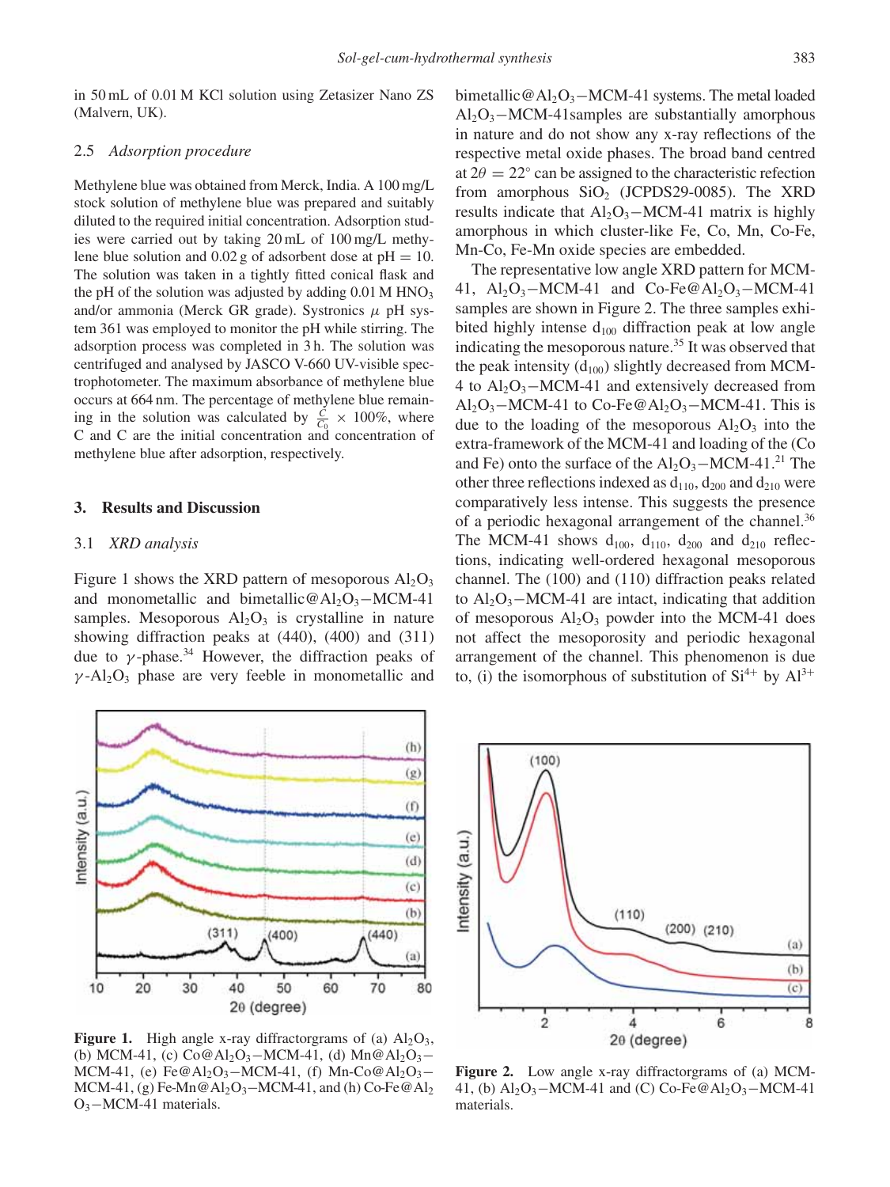in 50 mL of 0.01 M KCl solution using Zetasizer Nano ZS (Malvern, UK).

### 2.5 *Adsorption procedure*

Methylene blue was obtained from Merck, India. A 100 mg/L stock solution of methylene blue was prepared and suitably diluted to the required initial concentration. Adsorption studies were carried out by taking 20 mL of 100 mg/L methylene blue solution and 0.02 g of adsorbent dose at pH = 10. The solution was taken in a tightly fitted conical flask and the pH of the solution was adjusted by adding 0.01 M $HNO_3$ and/or ammonia (Merck GR grade). Systronics $\mu$ pH system 361 was employed to monitor the pH while stirring. The adsorption process was completed in 3 h. The solution was centrifuged and analysed by JASCO V-660 UV-visible spectrophotometer. The maximum absorbance of methylene blue occurs at 664 nm. The percentage of methylene blue remaining in the solution was calculated by $\frac{C}{C_0} \times 100\%$, where C and C are the initial concentration and concentration of methylene blue after adsorption, respectively.

## 3. Results and Discussion

### 3.1 *XRD analysis*

Figure 1 shows the XRD pattern of mesoporous $Al_2O_3$ and monometallic and bimetallic@$Al_2O_3$−MCM-41 samples. Mesoporous $Al_2O_3$ is crystalline in nature showing diffraction peaks at (440), (400) and (311) due to $\gamma$-phase.[34] However, the diffraction peaks of $\gamma$-$Al_2O_3$ phase are very feeble in monometallic and bimetallic@$Al_2O_3$−MCM-41 systems. The metal loaded $Al_2O_3$−MCM-41samples are substantially amorphous in nature and do not show any x-ray reflections of the respective metal oxide phases. The broad band centred at $2\theta = 22°$ can be assigned to the characteristic refection from amorphous $SiO_2$ (JCPDS29-0085). The XRD results indicate that $Al_2O_3$−MCM-41 matrix is highly amorphous in which cluster-like Fe, Co, Mn, Co-Fe, Mn-Co, Fe-Mn oxide species are embedded.

The representative low angle XRD pattern for MCM-41, $Al_2O_3$−MCM-41 and Co-Fe@$Al_2O_3$−MCM-41 samples are shown in Figure 2. The three samples exhibited highly intense $d_{100}$ diffraction peak at low angle indicating the mesoporous nature.[35] It was observed that the peak intensity ($d_{100}$) slightly decreased from MCM-4 to $Al_2O_3$−MCM-41 and extensively decreased from $Al_2O_3$−MCM-41 to Co-Fe@$Al_2O_3$−MCM-41. This is due to the loading of the mesoporous $Al_2O_3$ into the extra-framework of the MCM-41 and loading of the (Co and Fe) onto the surface of the $Al_2O_3$−MCM-41.[21] The other three reflections indexed as $d_{110}$, $d_{200}$ and $d_{210}$ were comparatively less intense. This suggests the presence of a periodic hexagonal arrangement of the channel.[36] The MCM-41 shows $d_{100}$, $d_{110}$, $d_{200}$ and $d_{210}$ reflections, indicating well-ordered hexagonal mesoporous channel. The (100) and (110) diffraction peaks related to $Al_2O_3$−MCM-41 are intact, indicating that addition of mesoporous $Al_2O_3$ powder into the MCM-41 does not affect the mesoporosity and periodic hexagonal arrangement of the channel. This phenomenon is due to, (i) the isomorphous of substitution of $Si^{4+}$ by $Al^{3+}$

**Figure 1.** High angle x-ray diffractorgrams of (a) $Al_2O_3$, (b) MCM-41, (c) Co@$Al_2O_3$−MCM-41, (d) Mn@$Al_2O_3$−MCM-41, (e) Fe@$Al_2O_3$−MCM-41, (f) Mn-Co@$Al_2O_3$−MCM-41, (g) Fe-Mn@$Al_2O_3$−MCM-41, and (h) Co-Fe@$Al_2O_3$−MCM-41 materials.

**Figure 2.** Low angle x-ray diffractorgrams of (a) MCM-41, (b) $Al_2O_3$−MCM-41 and (C) Co-Fe@$Al_2O_3$−MCM-41 materials.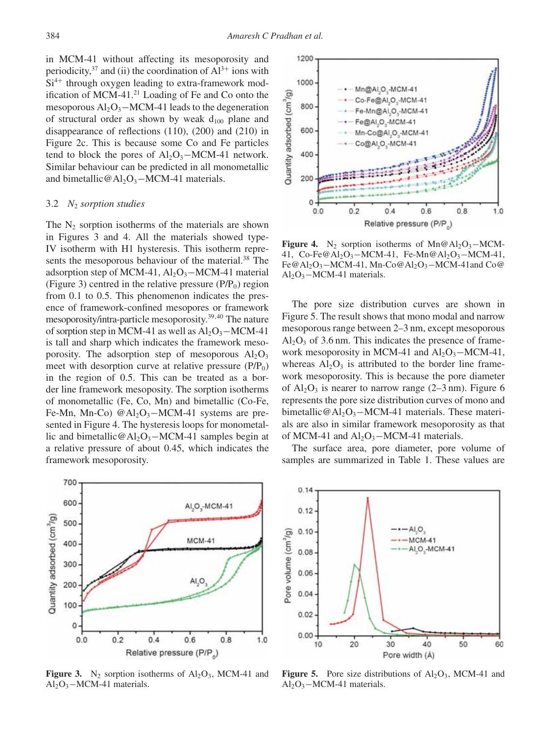in MCM-41 without affecting its mesoporosity and periodicity,[37] and (ii) the coordination of $Al^{3+}$ ions with $Si^{4+}$ through oxygen leading to extra-framework modification of MCM-41.[21] Loading of Fe and Co onto the mesoporous $Al_2O_3$−MCM-41 leads to the degeneration of structural order as shown by weak $d_{100}$ plane and disappearance of reflections (110), (200) and (210) in Figure 2c. This is because some Co and Fe particles tend to block the pores of $Al_2O_3$−MCM-41 network. Similar behaviour can be predicted in all monometallic and bimetallic@$Al_2O_3$−MCM-41 materials.

### 3.2 *$N_2$ sorption studies*

The $N_2$ sorption isotherms of the materials are shown in Figures 3 and 4. All the materials showed type-IV isotherm with H1 hysteresis. This isotherm represents the mesoporous behaviour of the material.[38] The adsorption step of MCM-41, $Al_2O_3$−MCM-41 material (Figure 3) centred in the relative pressure ($P/P_0$) region from 0.1 to 0.5. This phenomenon indicates the presence of framework-confined mesopores or framework mesoporosity/intra-particle mesoporosity.[39,40] The nature of sorption step in MCM-41 as well as $Al_2O_3$−MCM-41 is tall and sharp which indicates the framework mesoporosity. The adsorption step of mesoporous $Al_2O_3$ meet with desorption curve at relative pressure ($P/P_0$) in the region of 0.5. This can be treated as a border line framework mesoposity. The sorption isotherms of monometallic (Fe, Co, Mn) and bimetallic (Co-Fe, Fe-Mn, Mn-Co) @$Al_2O_3$−MCM-41 systems are presented in Figure 4. The hysteresis loops for monometallic and bimetallic@$Al_2O_3$−MCM-41 samples begin at a relative pressure of about 0.45, which indicates the framework mesoporosity.

**Figure 3.** $N_2$ sorption isotherms of $Al_2O_3$, MCM-41 and $Al_2O_3$−MCM-41 materials.

**Figure 4.** $N_2$ sorption isotherms of Mn@$Al_2O_3$−MCM-41, Co-Fe@$Al_2O_3$−MCM-41, Fe-Mn@$Al_2O_3$−MCM-41, Fe@$Al_2O_3$−MCM-41, Mn-Co@$Al_2O_3$−MCM-41and Co@$Al_2O_3$−MCM-41 materials.

The pore size distribution curves are shown in Figure 5. The result shows that mono modal and narrow mesoporous range between 2–3 nm, except mesoporous $Al_2O_3$ of 3.6 nm. This indicates the presence of framework mesoporosity in MCM-41 and $Al_2O_3$−MCM-41, whereas $Al_2O_3$ is attributed to the border line framework mesoporosity. This is because the pore diameter of $Al_2O_3$ is nearer to narrow range (2–3 nm). Figure 6 represents the pore size distribution curves of mono and bimetallic@$Al_2O_3$−MCM-41 materials. These materials are also in similar framework mesoporosity as that of MCM-41 and $Al_2O_3$−MCM-41 materials.

The surface area, pore diameter, pore volume of samples are summarized in Table 1. These values are

**Figure 5.** Pore size distributions of $Al_2O_3$, MCM-41 and $Al_2O_3$−MCM-41 materials.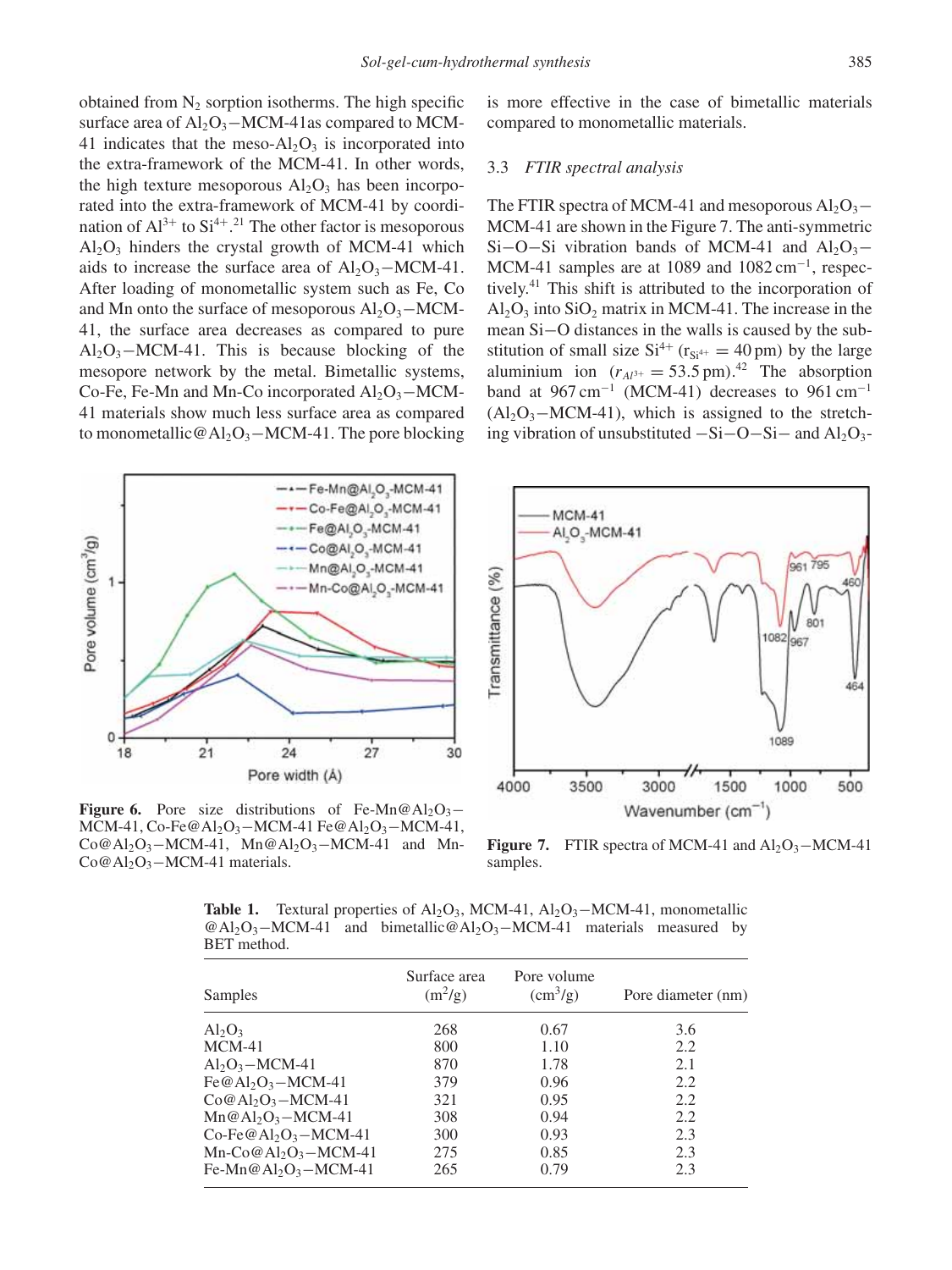obtained from $N_2$ sorption isotherms. The high specific surface area of $Al_2O_3$−MCM-41as compared to MCM-41 indicates that the meso-$Al_2O_3$ is incorporated into the extra-framework of the MCM-41. In other words, the high texture mesoporous $Al_2O_3$ has been incorporated into the extra-framework of MCM-41 by coordination of $Al^{3+}$ to $Si^{4+}$.[21] The other factor is mesoporous $Al_2O_3$ hinders the crystal growth of MCM-41 which aids to increase the surface area of $Al_2O_3$−MCM-41. After loading of monometallic system such as Fe, Co and Mn onto the surface of mesoporous $Al_2O_3$−MCM-41, the surface area decreases as compared to pure $Al_2O_3$−MCM-41. This is because blocking of the mesopore network by the metal. Bimetallic systems, Co-Fe, Fe-Mn and Mn-Co incorporated $Al_2O_3$−MCM-41 materials show much less surface area as compared to monometallic@$Al_2O_3$−MCM-41. The pore blocking is more effective in the case of bimetallic materials compared to monometallic materials.

### 3.3 *FTIR spectral analysis*

The FTIR spectra of MCM-41 and mesoporous $Al_2O_3$−MCM-41 are shown in the Figure 7. The anti-symmetric Si−O−Si vibration bands of MCM-41 and $Al_2O_3$−MCM-41 samples are at 1089 and 1082 $cm^{-1}$, respectively.[41] This shift is attributed to the incorporation of $Al_2O_3$ into $SiO_2$ matrix in MCM-41. The increase in the mean Si−O distances in the walls is caused by the substitution of small size $Si^{4+}$ ($r_{Si^{4+}} = 40$ pm) by the large aluminium ion ($r_{Al^{3+}} = 53.5$ pm).[42] The absorption band at 967 $cm^{-1}$ (MCM-41) decreases to 961 $cm^{-1}$ ($Al_2O_3$−MCM-41), which is assigned to the stretching vibration of unsubstituted −Si−O−Si− and $Al_2O_3$-

**Figure 6.** Pore size distributions of Fe-Mn@$Al_2O_3$−MCM-41, Co-Fe@$Al_2O_3$−MCM-41 Fe@$Al_2O_3$−MCM-41, Co@$Al_2O_3$−MCM-41, Mn@$Al_2O_3$−MCM-41 and Mn-Co@$Al_2O_3$−MCM-41 materials.

**Figure 7.** FTIR spectra of MCM-41 and $Al_2O_3$−MCM-41 samples.

**Table 1.** Textural properties of $Al_2O_3$, MCM-41, $Al_2O_3$−MCM-41, monometallic @$Al_2O_3$−MCM-41 and bimetallic@$Al_2O_3$−MCM-41 materials measured by BET method.

| Samples | Surface area ($m^2$/g) | Pore volume ($cm^3$/g) | Pore diameter (nm) |
|---|---|---|---|
| $Al_2O_3$ | 268 | 0.67 | 3.6 |
| MCM-41 | 800 | 1.10 | 2.2 |
| $Al_2O_3$−MCM-41 | 870 | 1.78 | 2.1 |
| Fe@$Al_2O_3$−MCM-41 | 379 | 0.96 | 2.2 |
| Co@$Al_2O_3$−MCM-41 | 321 | 0.95 | 2.2 |
| Mn@$Al_2O_3$−MCM-41 | 308 | 0.94 | 2.2 |
| Co-Fe@$Al_2O_3$−MCM-41 | 300 | 0.93 | 2.3 |
| Mn-Co@$Al_2O_3$−MCM-41 | 275 | 0.85 | 2.3 |
| Fe-Mn@$Al_2O_3$−MCM-41 | 265 | 0.79 | 2.3 |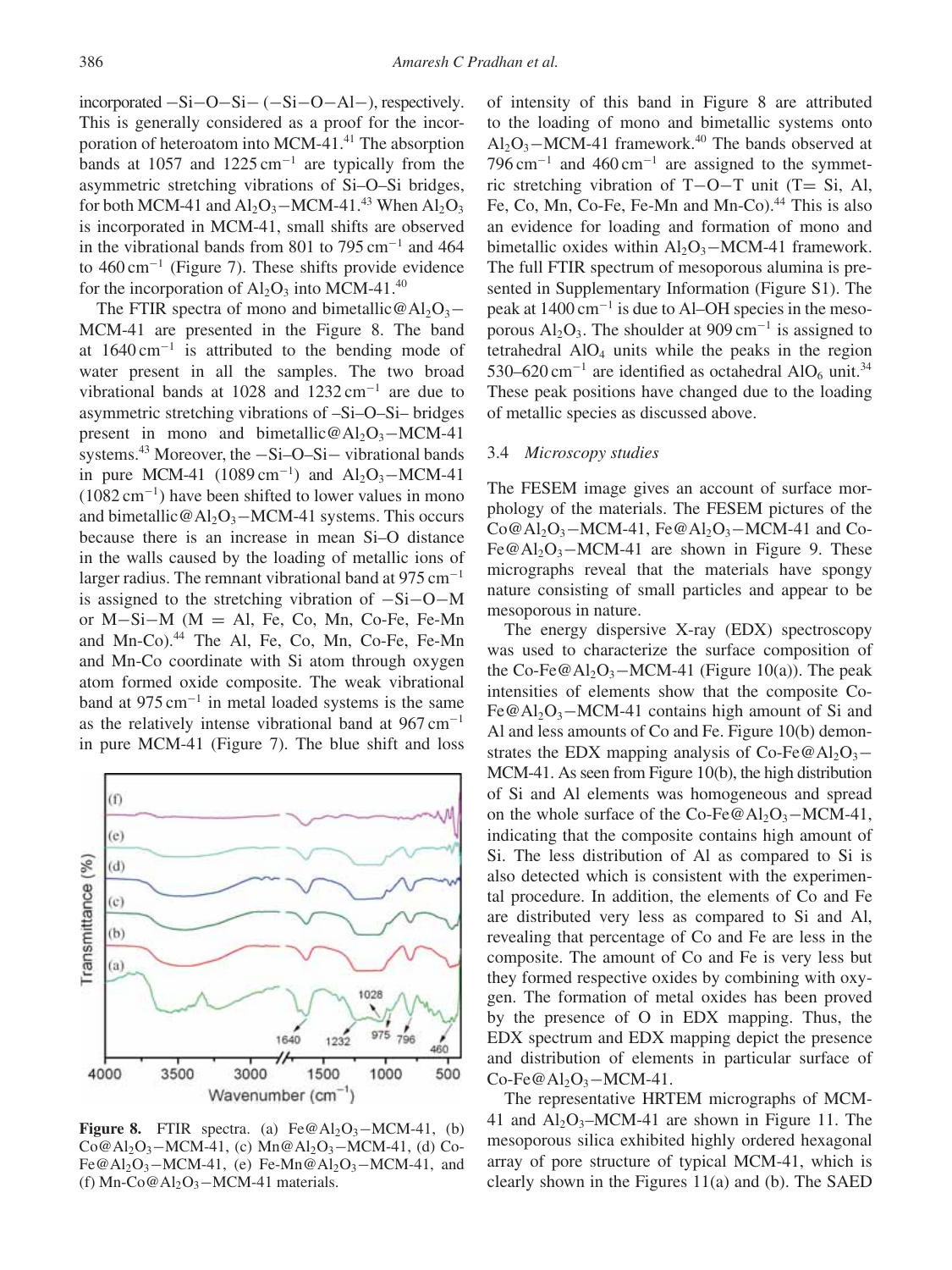incorporated $-Si-O-Si-$ ($-Si-O-Al-$), respectively. This is generally considered as a proof for the incorporation of heteroatom into MCM-41.[41] The absorption bands at 1057 and 1225 $cm^{-1}$ are typically from the asymmetric stretching vibrations of Si–O–Si bridges, for both MCM-41 and $Al_2O_3-$MCM-41.[43] When $Al_2O_3$ is incorporated in MCM-41, small shifts are observed in the vibrational bands from 801 to 795 $cm^{-1}$ and 464 to 460 $cm^{-1}$ (Figure 7). These shifts provide evidence for the incorporation of $Al_2O_3$ into MCM-41.[40]

The FTIR spectra of mono and bimetallic@$Al_2O_3-$MCM-41 are presented in the Figure 8. The band at 1640 $cm^{-1}$ is attributed to the bending mode of water present in all the samples. The two broad vibrational bands at 1028 and 1232 $cm^{-1}$ are due to asymmetric stretching vibrations of –Si–O–Si– bridges present in mono and bimetallic@$Al_2O_3-$MCM-41 systems.[43] Moreover, the $-Si-O-Si-$ vibrational bands in pure MCM-41 (1089 $cm^{-1}$) and $Al_2O_3-$MCM-41 (1082 $cm^{-1}$) have been shifted to lower values in mono and bimetallic@$Al_2O_3-$MCM-41 systems. This occurs because there is an increase in mean Si–O distance in the walls caused by the loading of metallic ions of larger radius. The remnant vibrational band at 975 $cm^{-1}$ is assigned to the stretching vibration of $-Si-O-M$ or $M-Si-M$ (M = Al, Fe, Co, Mn, Co-Fe, Fe-Mn and Mn-Co).[44] The Al, Fe, Co, Mn, Co-Fe, Fe-Mn and Mn-Co coordinate with Si atom through oxygen atom formed oxide composite. The weak vibrational band at 975 $cm^{-1}$ in metal loaded systems is the same as the relatively intense vibrational band at 967 $cm^{-1}$ in pure MCM-41 (Figure 7). The blue shift and loss of intensity of this band in Figure 8 are attributed to the loading of mono and bimetallic systems onto $Al_2O_3-$MCM-41 framework.[40] The bands observed at 796 $cm^{-1}$ and 460 $cm^{-1}$ are assigned to the symmetric stretching vibration of $T-O-T$ unit (T= Si, Al, Fe, Co, Mn, Co-Fe, Fe-Mn and Mn-Co).[44] This is also an evidence for loading and formation of mono and bimetallic oxides within $Al_2O_3-$MCM-41 framework. The full FTIR spectrum of mesoporous alumina is presented in Supplementary Information (Figure S1). The peak at 1400 $cm^{-1}$ is due to Al–OH species in the mesoporous $Al_2O_3$. The shoulder at 909 $cm^{-1}$ is assigned to tetrahedral $AlO_4$ units while the peaks in the region 530–620 $cm^{-1}$ are identified as octahedral $AlO_6$ unit.[34] These peak positions have changed due to the loading of metallic species as discussed above.

Figure 8. FTIR spectra. (a) Fe@$Al_2O_3-$MCM-41, (b) Co@$Al_2O_3-$MCM-41, (c) Mn@$Al_2O_3-$MCM-41, (d) Co-Fe@$Al_2O_3-$MCM-41, (e) Fe-Mn@$Al_2O_3-$MCM-41, and (f) Mn-Co@$Al_2O_3-$MCM-41 materials.

### 3.4 *Microscopy studies*

The FESEM image gives an account of surface morphology of the materials. The FESEM pictures of the Co@$Al_2O_3-$MCM-41, Fe@$Al_2O_3-$MCM-41 and Co-Fe@$Al_2O_3-$MCM-41 are shown in Figure 9. These micrographs reveal that the materials have spongy nature consisting of small particles and appear to be mesoporous in nature.

The energy dispersive X-ray (EDX) spectroscopy was used to characterize the surface composition of the Co-Fe@$Al_2O_3-$MCM-41 (Figure 10(a)). The peak intensities of elements show that the composite Co-Fe@$Al_2O_3-$MCM-41 contains high amount of Si and Al and less amounts of Co and Fe. Figure 10(b) demonstrates the EDX mapping analysis of Co-Fe@$Al_2O_3-$MCM-41. As seen from Figure 10(b), the high distribution of Si and Al elements was homogeneous and spread on the whole surface of the Co-Fe@$Al_2O_3-$MCM-41, indicating that the composite contains high amount of Si. The less distribution of Al as compared to Si is also detected which is consistent with the experimental procedure. In addition, the elements of Co and Fe are distributed very less as compared to Si and Al, revealing that percentage of Co and Fe are less in the composite. The amount of Co and Fe is very less but they formed respective oxides by combining with oxygen. The formation of metal oxides has been proved by the presence of O in EDX mapping. Thus, the EDX spectrum and EDX mapping depict the presence and distribution of elements in particular surface of Co-Fe@$Al_2O_3-$MCM-41.

The representative HRTEM micrographs of MCM-41 and $Al_2O_3$–MCM-41 are shown in Figure 11. The mesoporous silica exhibited highly ordered hexagonal array of pore structure of typical MCM-41, which is clearly shown in the Figures 11(a) and (b). The SAED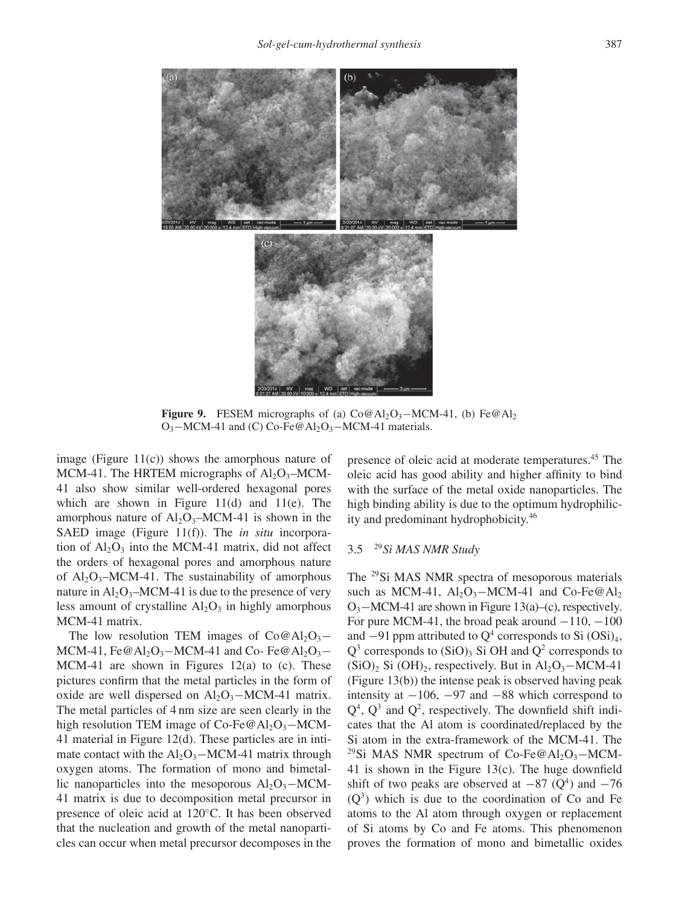**Figure 9.** FESEM micrographs of (a) $Co@Al_2O_3-MCM-41$, (b) $Fe@Al_2O_3-MCM-41$ and (C) $Co-Fe@Al_2O_3-MCM-41$ materials.

image (Figure 11(c)) shows the amorphous nature of MCM-41. The HRTEM micrographs of $Al_2O_3$–MCM-41 also show similar well-ordered hexagonal pores which are shown in Figure 11(d) and 11(e). The amorphous nature of $Al_2O_3$–MCM-41 is shown in the SAED image (Figure 11(f)). The *in situ* incorporation of $Al_2O_3$ into the MCM-41 matrix, did not affect the orders of hexagonal pores and amorphous nature of $Al_2O_3$–MCM-41. The sustainability of amorphous nature in $Al_2O_3$–MCM-41 is due to the presence of very less amount of crystalline $Al_2O_3$ in highly amorphous MCM-41 matrix.

The low resolution TEM images of $Co@Al_2O_3-$MCM-41, $Fe@Al_2O_3-$MCM-41 and Co- $Fe@Al_2O_3-$MCM-41 are shown in Figures 12(a) to (c). These pictures confirm that the metal particles in the form of oxide are well dispersed on $Al_2O_3-$MCM-41 matrix. The metal particles of 4 nm size are seen clearly in the high resolution TEM image of Co-$Fe@Al_2O_3-$MCM-41 material in Figure 12(d). These particles are in intimate contact with the $Al_2O_3-$MCM-41 matrix through oxygen atoms. The formation of mono and bimetallic nanoparticles into the mesoporous $Al_2O_3-$MCM-41 matrix is due to decomposition metal precursor in presence of oleic acid at 120°C. It has been observed that the nucleation and growth of the metal nanoparticles can occur when metal precursor decomposes in the presence of oleic acid at moderate temperatures.[45] The oleic acid has good ability and higher affinity to bind with the surface of the metal oxide nanoparticles. The high binding ability is due to the optimum hydrophilicity and predominant hydrophobicity.[46]

### 3.5 $^{29}$*Si MAS NMR Study*

The $^{29}$Si MAS NMR spectra of mesoporous materials such as MCM-41, $Al_2O_3-$MCM-41 and Co-$Fe@Al_2O_3-$MCM-41 are shown in Figure 13(a)–(c), respectively. For pure MCM-41, the broad peak around −110, −100 and −91 ppm attributed to $Q^4$ corresponds to Si $(OSi)_4$, $Q^3$ corresponds to $(SiO)_3$ Si OH and $Q^2$ corresponds to $(SiO)_2$ Si $(OH)_2$, respectively. But in $Al_2O_3-$MCM-41 (Figure 13(b)) the intense peak is observed having peak intensity at −106, −97 and −88 which correspond to $Q^4$, $Q^3$ and $Q^2$, respectively. The downfield shift indicates that the Al atom is coordinated/replaced by the Si atom in the extra-framework of the MCM-41. The $^{29}$Si MAS NMR spectrum of Co-$Fe@Al_2O_3-$MCM-41 is shown in the Figure 13(c). The huge downfield shift of two peaks are observed at −87 ($Q^4$) and −76 ($Q^3$) which is due to the coordination of Co and Fe atoms to the Al atom through oxygen or replacement of Si atoms by Co and Fe atoms. This phenomenon proves the formation of mono and bimetallic oxides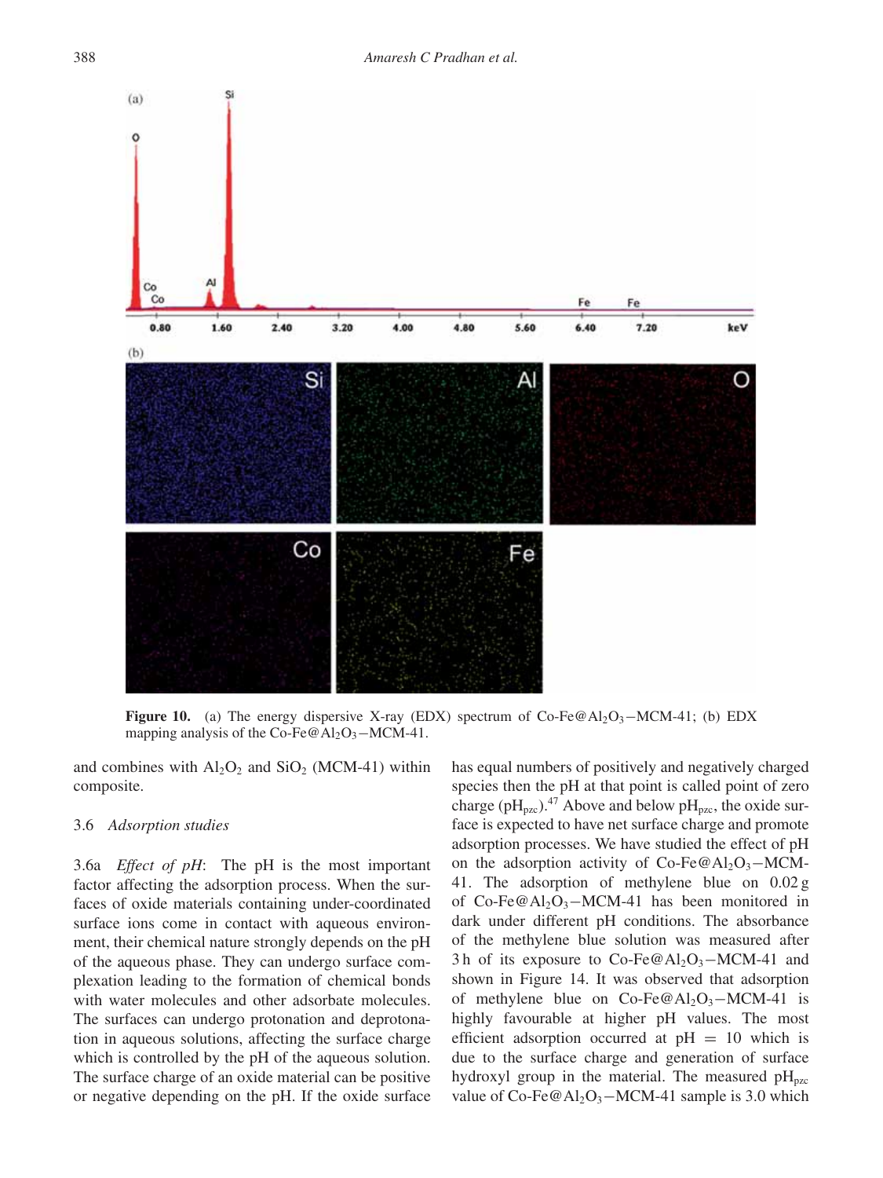**Figure 10.** (a) The energy dispersive X-ray (EDX) spectrum of Co-Fe@$Al_2O_3$−MCM-41; (b) EDX mapping analysis of the Co-Fe@$Al_2O_3$−MCM-41.

and combines with $Al_2O_2$ and $SiO_2$ (MCM-41) within composite.

### 3.6 *Adsorption studies*

3.6a *Effect of pH*: The pH is the most important factor affecting the adsorption process. When the surfaces of oxide materials containing under-coordinated surface ions come in contact with aqueous environment, their chemical nature strongly depends on the pH of the aqueous phase. They can undergo surface complexation leading to the formation of chemical bonds with water molecules and other adsorbate molecules. The surfaces can undergo protonation and deprotonation in aqueous solutions, affecting the surface charge which is controlled by the pH of the aqueous solution. The surface charge of an oxide material can be positive or negative depending on the pH. If the oxide surface has equal numbers of positively and negatively charged species then the pH at that point is called point of zero charge ($pH_{pzc}$).[47] Above and below $pH_{pzc}$, the oxide surface is expected to have net surface charge and promote adsorption processes. We have studied the effect of pH on the adsorption activity of Co-Fe@$Al_2O_3$−MCM-41. The adsorption of methylene blue on 0.02 g of Co-Fe@$Al_2O_3$−MCM-41 has been monitored in dark under different pH conditions. The absorbance of the methylene blue solution was measured after 3 h of its exposure to Co-Fe@$Al_2O_3$−MCM-41 and shown in Figure 14. It was observed that adsorption of methylene blue on Co-Fe@$Al_2O_3$−MCM-41 is highly favourable at higher pH values. The most efficient adsorption occurred at pH = 10 which is due to the surface charge and generation of surface hydroxyl group in the material. The measured $pH_{pzc}$ value of Co-Fe@$Al_2O_3$−MCM-41 sample is 3.0 which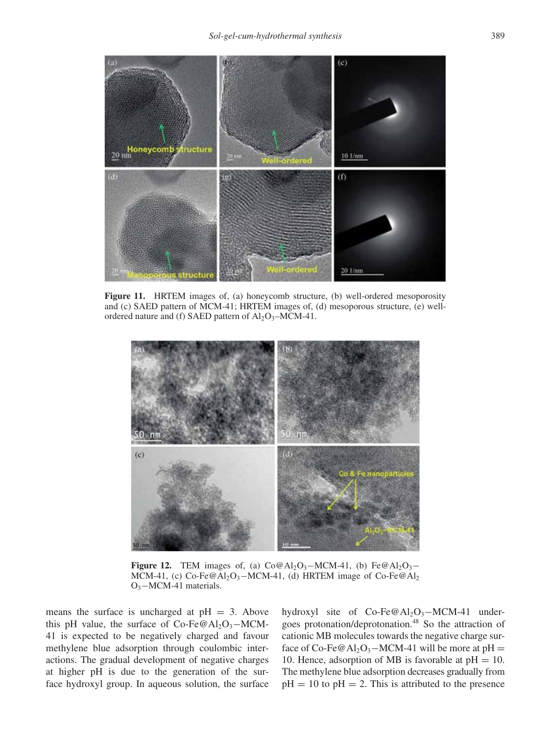**Figure 11.** HRTEM images of, (a) honeycomb structure, (b) well-ordered mesoporosity and (c) SAED pattern of MCM-41; HRTEM images of, (d) mesoporous structure, (e) well-ordered nature and (f) SAED pattern of $Al_2O_3$–MCM-41.

**Figure 12.** TEM images of, (a) Co@$Al_2O_3$−MCM-41, (b) Fe@$Al_2O_3$−MCM-41, (c) Co-Fe@$Al_2O_3$−MCM-41, (d) HRTEM image of Co-Fe@$Al_2O_3$−MCM-41 materials.

means the surface is uncharged at pH = 3. Above this pH value, the surface of Co-Fe@$Al_2O_3$−MCM-41 is expected to be negatively charged and favour methylene blue adsorption through coulombic interactions. The gradual development of negative charges at higher pH is due to the generation of the surface hydroxyl group. In aqueous solution, the surface hydroxyl site of Co-Fe@$Al_2O_3$−MCM-41 undergoes protonation/deprotonation.[48] So the attraction of cationic MB molecules towards the negative charge surface of Co-Fe@$Al_2O_3$−MCM-41 will be more at pH = 10. Hence, adsorption of MB is favorable at pH = 10. The methylene blue adsorption decreases gradually from pH = 10 to pH = 2. This is attributed to the presence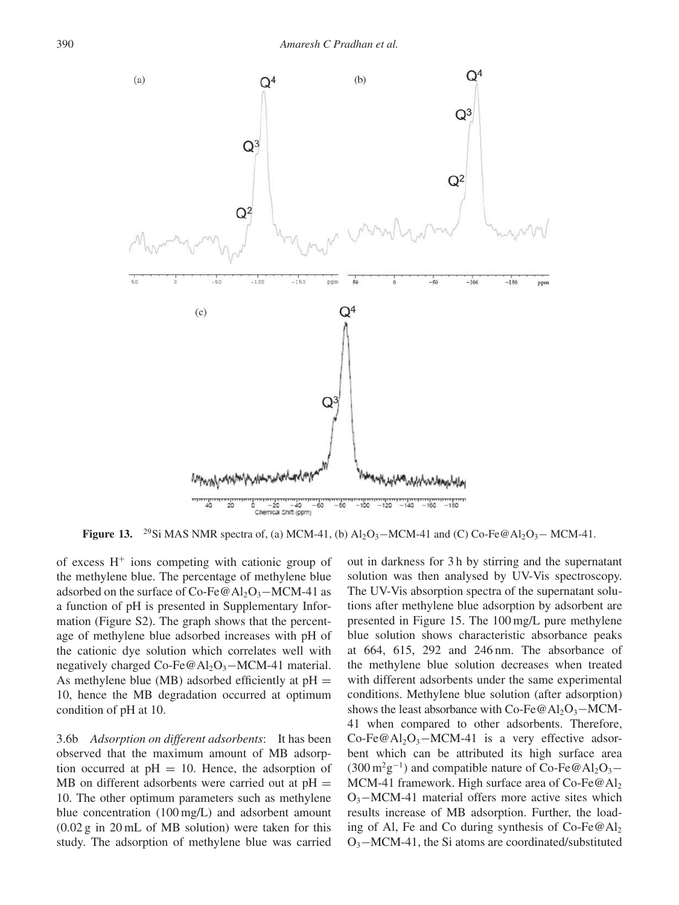**Figure 13.** $^{29}$Si MAS NMR spectra of, (a) MCM-41, (b) $Al_2O_3$−MCM-41 and (C) Co-Fe@$Al_2O_3$− MCM-41.

of excess $H^+$ ions competing with cationic group of the methylene blue. The percentage of methylene blue adsorbed on the surface of Co-Fe@$Al_2O_3$−MCM-41 as a function of pH is presented in Supplementary Information (Figure S2). The graph shows that the percentage of methylene blue adsorbed increases with pH of the cationic dye solution which correlates well with negatively charged Co-Fe@$Al_2O_3$−MCM-41 material. As methylene blue (MB) adsorbed efficiently at pH = 10, hence the MB degradation occurred at optimum condition of pH at 10.

3.6b *Adsorption on different adsorbents*: It has been observed that the maximum amount of MB adsorption occurred at pH = 10. Hence, the adsorption of MB on different adsorbents were carried out at pH = 10. The other optimum parameters such as methylene blue concentration (100 mg/L) and adsorbent amount (0.02 g in 20 mL of MB solution) were taken for this study. The adsorption of methylene blue was carried out in darkness for 3 h by stirring and the supernatant solution was then analysed by UV-Vis spectroscopy. The UV-Vis absorption spectra of the supernatant solutions after methylene blue adsorption by adsorbent are presented in Figure 15. The 100 mg/L pure methylene blue solution shows characteristic absorbance peaks at 664, 615, 292 and 246 nm. The absorbance of the methylene blue solution decreases when treated with different adsorbents under the same experimental conditions. Methylene blue solution (after adsorption) shows the least absorbance with Co-Fe@$Al_2O_3$−MCM-41 when compared to other adsorbents. Therefore, Co-Fe@$Al_2O_3$−MCM-41 is a very effective adsorbent which can be attributed its high surface area ($300\,m^2g^{-1}$) and compatible nature of Co-Fe@$Al_2O_3$−MCM-41 framework. High surface area of Co-Fe@$Al_2O_3$−MCM-41 material offers more active sites which results increase of MB adsorption. Further, the loading of Al, Fe and Co during synthesis of Co-Fe@$Al_2O_3$−MCM-41, the Si atoms are coordinated/substituted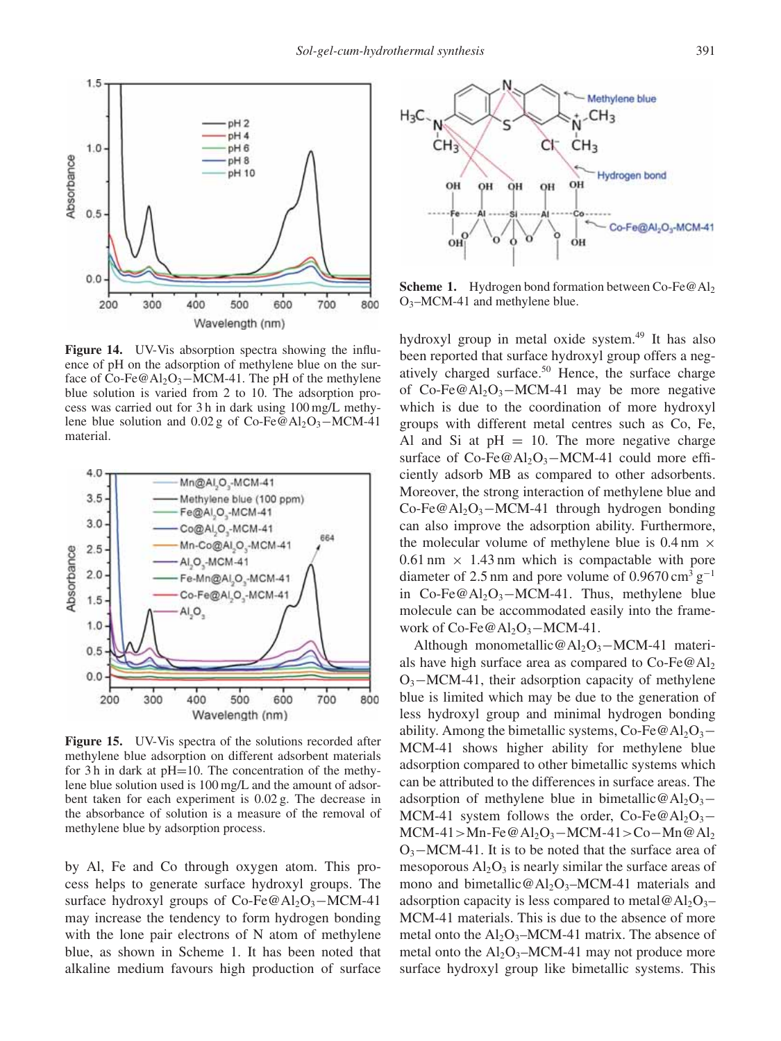**Figure 14.** UV-Vis absorption spectra showing the influence of pH on the adsorption of methylene blue on the surface of Co-Fe@$Al_2O_3$−MCM-41. The pH of the methylene blue solution is varied from 2 to 10. The adsorption process was carried out for 3 h in dark using 100 mg/L methylene blue solution and 0.02 g of Co-Fe@$Al_2O_3$−MCM-41 material.

**Figure 15.** UV-Vis spectra of the solutions recorded after methylene blue adsorption on different adsorbent materials for 3 h in dark at pH=10. The concentration of the methylene blue solution used is 100 mg/L and the amount of adsorbent taken for each experiment is 0.02 g. The decrease in the absorbance of solution is a measure of the removal of methylene blue by adsorption process.

by Al, Fe and Co through oxygen atom. This process helps to generate surface hydroxyl groups. The surface hydroxyl groups of Co-Fe@$Al_2O_3$−MCM-41 may increase the tendency to form hydrogen bonding with the lone pair electrons of N atom of methylene blue, as shown in Scheme 1. It has been noted that alkaline medium favours high production of surface hydroxyl group in metal oxide system.[49] It has also been reported that surface hydroxyl group offers a negatively charged surface.[50] Hence, the surface charge of Co-Fe@$Al_2O_3$−MCM-41 may be more negative which is due to the coordination of more hydroxyl groups with different metal centres such as Co, Fe, Al and Si at pH = 10. The more negative charge surface of Co-Fe@$Al_2O_3$−MCM-41 could more efficiently adsorb MB as compared to other adsorbents. Moreover, the strong interaction of methylene blue and Co-Fe@$Al_2O_3$−MCM-41 through hydrogen bonding can also improve the adsorption ability. Furthermore, the molecular volume of methylene blue is 0.4 nm × 0.61 nm × 1.43 nm which is compactable with pore diameter of 2.5 nm and pore volume of 0.9670 $cm^3\ g^{-1}$ in Co-Fe@$Al_2O_3$−MCM-41. Thus, methylene blue molecule can be accommodated easily into the framework of Co-Fe@$Al_2O_3$−MCM-41.

**Scheme 1.** Hydrogen bond formation between Co-Fe@$Al_2O_3$–MCM-41 and methylene blue.

Although monometallic@$Al_2O_3$−MCM-41 materials have high surface area as compared to Co-Fe@$Al_2O_3$−MCM-41, their adsorption capacity of methylene blue is limited which may be due to the generation of less hydroxyl group and minimal hydrogen bonding ability. Among the bimetallic systems, Co-Fe@$Al_2O_3$−MCM-41 shows higher ability for methylene blue adsorption compared to other bimetallic systems which can be attributed to the differences in surface areas. The adsorption of methylene blue in bimetallic@$Al_2O_3$−MCM-41 system follows the order, Co-Fe@$Al_2O_3$−MCM-41 > Mn-Fe@$Al_2O_3$−MCM-41 > Co−Mn@$Al_2O_3$−MCM-41. It is to be noted that the surface area of mesoporous $Al_2O_3$ is nearly similar the surface areas of mono and bimetallic@$Al_2O_3$–MCM-41 materials and adsorption capacity is less compared to metal@$Al_2O_3$–MCM-41 materials. This is due to the absence of more metal onto the $Al_2O_3$–MCM-41 matrix. The absence of metal onto the $Al_2O_3$–MCM-41 may not produce more surface hydroxyl group like bimetallic systems. This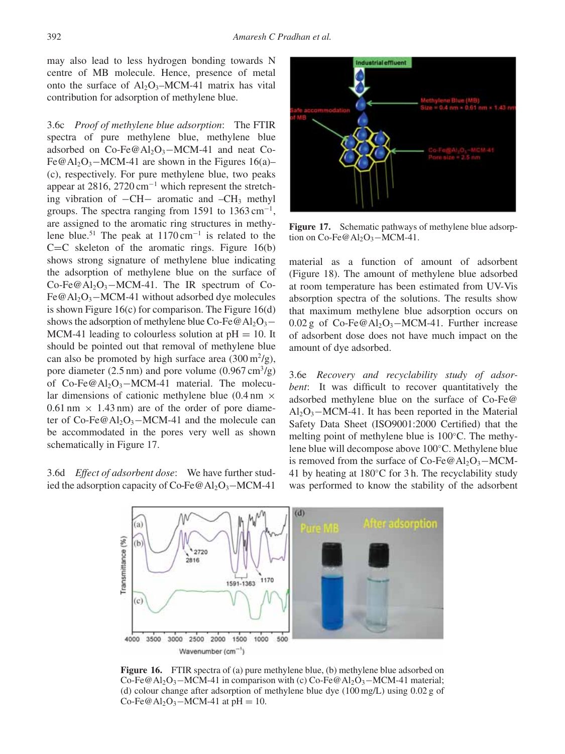may also lead to less hydrogen bonding towards N centre of MB molecule. Hence, presence of metal onto the surface of $Al_2O_3$–MCM-41 matrix has vital contribution for adsorption of methylene blue.

3.6c *Proof of methylene blue adsorption*: The FTIR spectra of pure methylene blue, methylene blue adsorbed on Co-Fe@$Al_2O_3$−MCM-41 and neat Co-Fe@$Al_2O_3$−MCM-41 are shown in the Figures 16(a)–(c), respectively. For pure methylene blue, two peaks appear at 2816, 2720 $cm^{-1}$ which represent the stretching vibration of −CH− aromatic and $-CH_3$ methyl groups. The spectra ranging from 1591 to 1363 $cm^{-1}$, are assigned to the aromatic ring structures in methylene blue.[51] The peak at 1170 $cm^{-1}$ is related to the C=C skeleton of the aromatic rings. Figure 16(b) shows strong signature of methylene blue indicating the adsorption of methylene blue on the surface of Co-Fe@$Al_2O_3$−MCM-41. The IR spectrum of Co-Fe@$Al_2O_3$−MCM-41 without adsorbed dye molecules is shown Figure 16(c) for comparison. The Figure 16(d) shows the adsorption of methylene blue Co-Fe@$Al_2O_3$−MCM-41 leading to colourless solution at pH = 10. It should be pointed out that removal of methylene blue can also be promoted by high surface area (300 $m^2$/g), pore diameter (2.5 nm) and pore volume (0.967 $cm^3$/g) of Co-Fe@$Al_2O_3$−MCM-41 material. The molecular dimensions of cationic methylene blue (0.4 nm × 0.61 nm × 1.43 nm) are of the order of pore diameter of Co-Fe@$Al_2O_3$−MCM-41 and the molecule can be accommodated in the pores very well as shown schematically in Figure 17.

3.6d *Effect of adsorbent dose*: We have further studied the adsorption capacity of Co-Fe@$Al_2O_3$−MCM-41 material as a function of amount of adsorbent (Figure 18). The amount of methylene blue adsorbed at room temperature has been estimated from UV-Vis absorption spectra of the solutions. The results show that maximum methylene blue adsorption occurs on 0.02 g of Co-Fe@$Al_2O_3$−MCM-41. Further increase of adsorbent dose does not have much impact on the amount of dye adsorbed.

**Figure 17.** Schematic pathways of methylene blue adsorption on Co-Fe@$Al_2O_3$−MCM-41.

3.6e *Recovery and recyclability study of adsorbent*: It was difficult to recover quantitatively the adsorbed methylene blue on the surface of Co-Fe@$Al_2O_3$−MCM-41. It has been reported in the Material Safety Data Sheet (ISO9001:2000 Certified) that the melting point of methylene blue is 100°C. The methylene blue will decompose above 100°C. Methylene blue is removed from the surface of Co-Fe@$Al_2O_3$−MCM-41 by heating at 180°C for 3 h. The recyclability study was performed to know the stability of the adsorbent

**Figure 16.** FTIR spectra of (a) pure methylene blue, (b) methylene blue adsorbed on Co-Fe@$Al_2O_3$−MCM-41 in comparison with (c) Co-Fe@$Al_2O_3$−MCM-41 material; (d) colour change after adsorption of methylene blue dye (100 mg/L) using 0.02 g of Co-Fe@$Al_2O_3$−MCM-41 at pH = 10.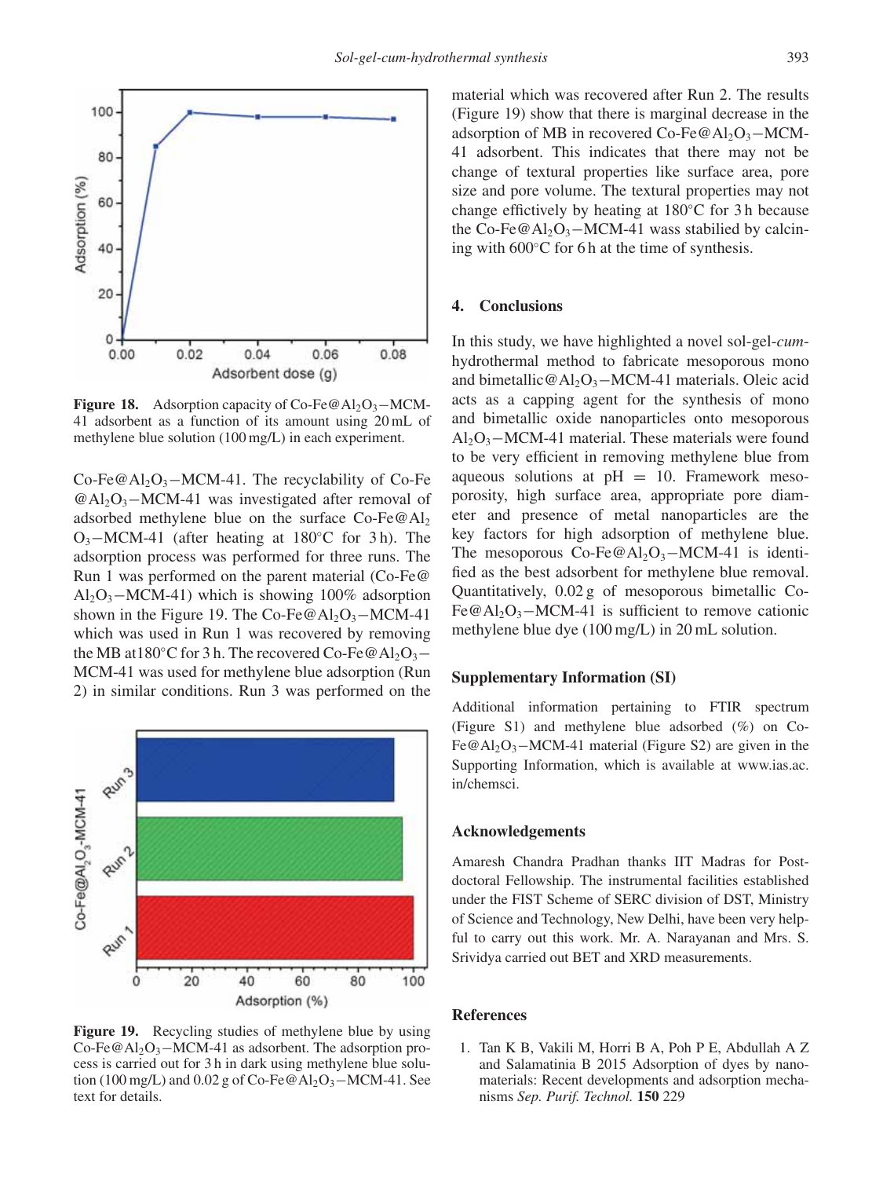**Figure 18.** Adsorption capacity of Co-Fe@$Al_2O_3$−MCM-41 adsorbent as a function of its amount using 20 mL of methylene blue solution (100 mg/L) in each experiment.

Co-Fe@$Al_2O_3$−MCM-41. The recyclability of Co-Fe @$Al_2O_3$−MCM-41 was investigated after removal of adsorbed methylene blue on the surface Co-Fe@$Al_2O_3$−MCM-41 (after heating at 180°C for 3 h). The adsorption process was performed for three runs. The Run 1 was performed on the parent material (Co-Fe@ $Al_2O_3$−MCM-41) which is showing 100% adsorption shown in the Figure 19. The Co-Fe@$Al_2O_3$−MCM-41 which was used in Run 1 was recovered by removing the MB at180°C for 3 h. The recovered Co-Fe@$Al_2O_3$−MCM-41 was used for methylene blue adsorption (Run 2) in similar conditions. Run 3 was performed on the material which was recovered after Run 2. The results (Figure 19) show that there is marginal decrease in the adsorption of MB in recovered Co-Fe@$Al_2O_3$−MCM-41 adsorbent. This indicates that there may not be change of textural properties like surface area, pore size and pore volume. The textural properties may not change effictively by heating at 180°C for 3 h because the Co-Fe@$Al_2O_3$−MCM-41 wass stabilied by calcining with 600°C for 6 h at the time of synthesis.

**Figure 19.** Recycling studies of methylene blue by using Co-Fe@$Al_2O_3$−MCM-41 as adsorbent. The adsorption process is carried out for 3 h in dark using methylene blue solution (100 mg/L) and 0.02 g of Co-Fe@$Al_2O_3$−MCM-41. See text for details.

## 4. Conclusions

In this study, we have highlighted a novel sol-gel-*cum*-hydrothermal method to fabricate mesoporous mono and bimetallic@$Al_2O_3$−MCM-41 materials. Oleic acid acts as a capping agent for the synthesis of mono and bimetallic oxide nanoparticles onto mesoporous $Al_2O_3$−MCM-41 material. These materials were found to be very efficient in removing methylene blue from aqueous solutions at pH = 10. Framework mesoporosity, high surface area, appropriate pore diameter and presence of metal nanoparticles are the key factors for high adsorption of methylene blue. The mesoporous Co-Fe@$Al_2O_3$−MCM-41 is identified as the best adsorbent for methylene blue removal. Quantitatively, 0.02 g of mesoporous bimetallic Co-Fe@$Al_2O_3$−MCM-41 is sufficient to remove cationic methylene blue dye (100 mg/L) in 20 mL solution.

### Supplementary Information (SI)

Additional information pertaining to FTIR spectrum (Figure S1) and methylene blue adsorbed (%) on Co-Fe@$Al_2O_3$−MCM-41 material (Figure S2) are given in the Supporting Information, which is available at www.ias.ac.in/chemsci.

### Acknowledgements

Amaresh Chandra Pradhan thanks IIT Madras for Post-doctoral Fellowship. The instrumental facilities established under the FIST Scheme of SERC division of DST, Ministry of Science and Technology, New Delhi, have been very helpful to carry out this work. Mr. A. Narayanan and Mrs. S. Srividya carried out BET and XRD measurements.

### References

1. Tan K B, Vakili M, Horri B A, Poh P E, Abdullah A Z and Salamatinia B 2015 Adsorption of dyes by nanomaterials: Recent developments and adsorption mechanisms *Sep. Purif. Technol.* **150** 229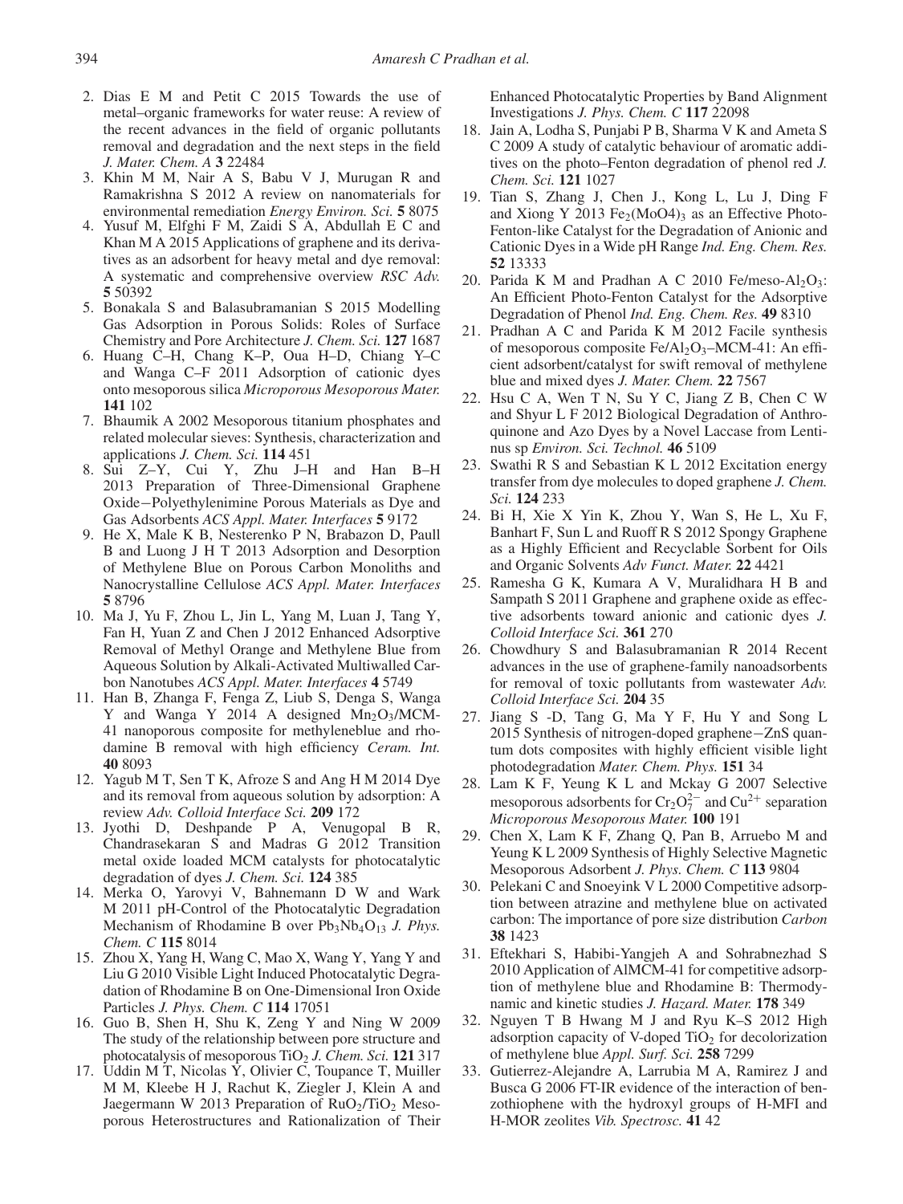2. Dias E M and Petit C 2015 Towards the use of metal–organic frameworks for water reuse: A review of the recent advances in the field of organic pollutants removal and degradation and the next steps in the field *J. Mater. Chem. A* **3** 22484
3. Khin M M, Nair A S, Babu V J, Murugan R and Ramakrishna S 2012 A review on nanomaterials for environmental remediation *Energy Environ. Sci.* **5** 8075
4. Yusuf M, Elfghi F M, Zaidi S A, Abdullah E C and Khan M A 2015 Applications of graphene and its derivatives as an adsorbent for heavy metal and dye removal: A systematic and comprehensive overview *RSC Adv.* **5** 50392
5. Bonakala S and Balasubramanian S 2015 Modelling Gas Adsorption in Porous Solids: Roles of Surface Chemistry and Pore Architecture *J. Chem. Sci.* **127** 1687
6. Huang C–H, Chang K–P, Oua H–D, Chiang Y–C and Wanga C–F 2011 Adsorption of cationic dyes onto mesoporous silica *Microporous Mesoporous Mater.* **141** 102
7. Bhaumik A 2002 Mesoporous titanium phosphates and related molecular sieves: Synthesis, characterization and applications *J. Chem. Sci.* **114** 451
8. Sui Z–Y, Cui Y, Zhu J–H and Han B–H 2013 Preparation of Three-Dimensional Graphene Oxide−Polyethylenimine Porous Materials as Dye and Gas Adsorbents *ACS Appl. Mater. Interfaces* **5** 9172
9. He X, Male K B, Nesterenko P N, Brabazon D, Paull B and Luong J H T 2013 Adsorption and Desorption of Methylene Blue on Porous Carbon Monoliths and Nanocrystalline Cellulose *ACS Appl. Mater. Interfaces* **5** 8796
10. Ma J, Yu F, Zhou L, Jin L, Yang M, Luan J, Tang Y, Fan H, Yuan Z and Chen J 2012 Enhanced Adsorptive Removal of Methyl Orange and Methylene Blue from Aqueous Solution by Alkali-Activated Multiwalled Carbon Nanotubes *ACS Appl. Mater. Interfaces* **4** 5749
11. Han B, Zhanga F, Fenga Z, Liub S, Denga S, Wanga Y and Wanga Y 2014 A designed $Mn_2O_3$/MCM-41 nanoporous composite for methyleneblue and rhodamine B removal with high efficiency *Ceram. Int.* **40** 8093
12. Yagub M T, Sen T K, Afroze S and Ang H M 2014 Dye and its removal from aqueous solution by adsorption: A review *Adv. Colloid Interface Sci.* **209** 172
13. Jyothi D, Deshpande P A, Venugopal B R, Chandrasekaran S and Madras G 2012 Transition metal oxide loaded MCM catalysts for photocatalytic degradation of dyes *J. Chem. Sci.* **124** 385
14. Merka O, Yarovyi V, Bahnemann D W and Wark M 2011 pH-Control of the Photocatalytic Degradation Mechanism of Rhodamine B over $Pb_3Nb_4O_{13}$ *J. Phys. Chem. C* **115** 8014
15. Zhou X, Yang H, Wang C, Mao X, Wang Y, Yang Y and Liu G 2010 Visible Light Induced Photocatalytic Degradation of Rhodamine B on One-Dimensional Iron Oxide Particles *J. Phys. Chem. C* **114** 17051
16. Guo B, Shen H, Shu K, Zeng Y and Ning W 2009 The study of the relationship between pore structure and photocatalysis of mesoporous $TiO_2$ *J. Chem. Sci.* **121** 317
17. Uddin M T, Nicolas Y, Olivier C, Toupance T, Muiller M M, Kleebe H J, Rachut K, Ziegler J, Klein A and Jaegermann W 2013 Preparation of $RuO_2$/$TiO_2$ Mesoporous Heterostructures and Rationalization of Their Enhanced Photocatalytic Properties by Band Alignment Investigations *J. Phys. Chem. C* **117** 22098
18. Jain A, Lodha S, Punjabi P B, Sharma V K and Ameta S C 2009 A study of catalytic behaviour of aromatic additives on the photo–Fenton degradation of phenol red *J. Chem. Sci.* **121** 1027
19. Tian S, Zhang J, Chen J., Kong L, Lu J, Ding F and Xiong Y 2013 $Fe_2(MoO4)_3$ as an Effective Photo-Fenton-like Catalyst for the Degradation of Anionic and Cationic Dyes in a Wide pH Range *Ind. Eng. Chem. Res.* **52** 13333
20. Parida K M and Pradhan A C 2010 Fe/meso-$Al_2O_3$: An Efficient Photo-Fenton Catalyst for the Adsorptive Degradation of Phenol *Ind. Eng. Chem. Res.* **49** 8310
21. Pradhan A C and Parida K M 2012 Facile synthesis of mesoporous composite Fe/$Al_2O_3$–MCM-41: An efficient adsorbent/catalyst for swift removal of methylene blue and mixed dyes *J. Mater. Chem.* **22** 7567
22. Hsu C A, Wen T N, Su Y C, Jiang Z B, Chen C W and Shyur L F 2012 Biological Degradation of Anthroquinone and Azo Dyes by a Novel Laccase from Lentinus sp *Environ. Sci. Technol.* **46** 5109
23. Swathi R S and Sebastian K L 2012 Excitation energy transfer from dye molecules to doped graphene *J. Chem. Sci.* **124** 233
24. Bi H, Xie X Yin K, Zhou Y, Wan S, He L, Xu F, Banhart F, Sun L and Ruoff R S 2012 Spongy Graphene as a Highly Efficient and Recyclable Sorbent for Oils and Organic Solvents *Adv Funct. Mater.* **22** 4421
25. Ramesha G K, Kumara A V, Muralidhara H B and Sampath S 2011 Graphene and graphene oxide as effective adsorbents toward anionic and cationic dyes *J. Colloid Interface Sci.* **361** 270
26. Chowdhury S and Balasubramanian R 2014 Recent advances in the use of graphene-family nanoadsorbents for removal of toxic pollutants from wastewater *Adv. Colloid Interface Sci.* **204** 35
27. Jiang S -D, Tang G, Ma Y F, Hu Y and Song L 2015 Synthesis of nitrogen-doped graphene−ZnS quantum dots composites with highly efficient visible light photodegradation *Mater. Chem. Phys.* **151** 34
28. Lam K F, Yeung K L and Mckay G 2007 Selective mesoporous adsorbents for $Cr_2O_7^{2-}$ and $Cu^{2+}$ separation *Microporous Mesoporous Mater.* **100** 191
29. Chen X, Lam K F, Zhang Q, Pan B, Arruebo M and Yeung K L 2009 Synthesis of Highly Selective Magnetic Mesoporous Adsorbent *J. Phys. Chem. C* **113** 9804
30. Pelekani C and Snoeyink V L 2000 Competitive adsorption between atrazine and methylene blue on activated carbon: The importance of pore size distribution *Carbon* **38** 1423
31. Eftekhari S, Habibi-Yangjeh A and Sohrabnezhad S 2010 Application of AlMCM-41 for competitive adsorption of methylene blue and Rhodamine B: Thermodynamic and kinetic studies *J. Hazard. Mater.* **178** 349
32. Nguyen T B Hwang M J and Ryu K–S 2012 High adsorption capacity of V-doped $TiO_2$ for decolorization of methylene blue *Appl. Surf. Sci.* **258** 7299
33. Gutierrez-Alejandre A, Larrubia M A, Ramirez J and Busca G 2006 FT-IR evidence of the interaction of benzothiophene with the hydroxyl groups of H-MFI and H-MOR zeolites *Vib. Spectrosc.* **41** 42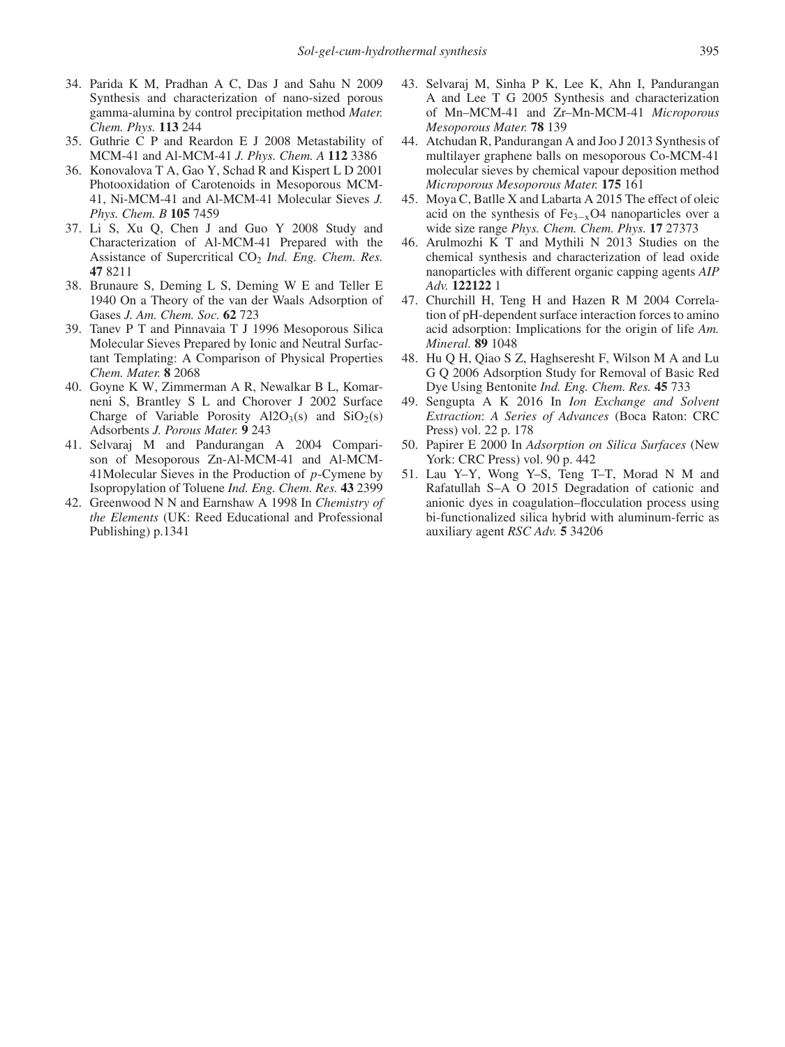34. Parida K M, Pradhan A C, Das J and Sahu N 2009 Synthesis and characterization of nano-sized porous gamma-alumina by control precipitation method *Mater. Chem. Phys.* **113** 244
35. Guthrie C P and Reardon E J 2008 Metastability of MCM-41 and Al-MCM-41 *J. Phys. Chem. A* **112** 3386
36. Konovalova T A, Gao Y, Schad R and Kispert L D 2001 Photooxidation of Carotenoids in Mesoporous MCM-41, Ni-MCM-41 and Al-MCM-41 Molecular Sieves *J. Phys. Chem. B* **105** 7459
37. Li S, Xu Q, Chen J and Guo Y 2008 Study and Characterization of Al-MCM-41 Prepared with the Assistance of Supercritical $CO_2$ *Ind. Eng. Chem. Res.* **47** 8211
38. Brunaure S, Deming L S, Deming W E and Teller E 1940 On a Theory of the van der Waals Adsorption of Gases *J. Am. Chem. Soc.* **62** 723
39. Tanev P T and Pinnavaia T J 1996 Mesoporous Silica Molecular Sieves Prepared by Ionic and Neutral Surfactant Templating: A Comparison of Physical Properties *Chem. Mater.* **8** 2068
40. Goyne K W, Zimmerman A R, Newalkar B L, Komarneni S, Brantley S L and Chorover J 2002 Surface Charge of Variable Porosity $Al2O_3$(s) and $SiO_2$(s) Adsorbents *J. Porous Mater.* **9** 243
41. Selvaraj M and Pandurangan A 2004 Comparison of Mesoporous Zn-Al-MCM-41 and Al-MCM-41Molecular Sieves in the Production of *p*-Cymene by Isopropylation of Toluene *Ind. Eng. Chem. Res.* **43** 2399
42. Greenwood N N and Earnshaw A 1998 In *Chemistry of the Elements* (UK: Reed Educational and Professional Publishing) p.1341
43. Selvaraj M, Sinha P K, Lee K, Ahn I, Pandurangan A and Lee T G 2005 Synthesis and characterization of Mn–MCM-41 and Zr–Mn-MCM-41 *Microporous Mesoporous Mater.* **78** 139
44. Atchudan R, Pandurangan A and Joo J 2013 Synthesis of multilayer graphene balls on mesoporous Co-MCM-41 molecular sieves by chemical vapour deposition method *Microporous Mesoporous Mater.* **175** 161
45. Moya C, Batlle X and Labarta A 2015 The effect of oleic acid on the synthesis of $Fe_{3-x}O4$ nanoparticles over a wide size range *Phys. Chem. Chem. Phys.* **17** 27373
46. Arulmozhi K T and Mythili N 2013 Studies on the chemical synthesis and characterization of lead oxide nanoparticles with different organic capping agents *AIP Adv.* **122122** 1
47. Churchill H, Teng H and Hazen R M 2004 Correlation of pH-dependent surface interaction forces to amino acid adsorption: Implications for the origin of life *Am. Mineral.* **89** 1048
48. Hu Q H, Qiao S Z, Haghseresht F, Wilson M A and Lu G Q 2006 Adsorption Study for Removal of Basic Red Dye Using Bentonite *Ind. Eng. Chem. Res.* **45** 733
49. Sengupta A K 2016 In *Ion Exchange and Solvent Extraction*: *A Series of Advances* (Boca Raton: CRC Press) vol. 22 p. 178
50. Papirer E 2000 In *Adsorption on Silica Surfaces* (New York: CRC Press) vol. 90 p. 442
51. Lau Y–Y, Wong Y–S, Teng T–T, Morad N M and Rafatullah S–A O 2015 Degradation of cationic and anionic dyes in coagulation–flocculation process using bi-functionalized silica hybrid with aluminum-ferric as auxiliary agent *RSC Adv.* **5** 34206